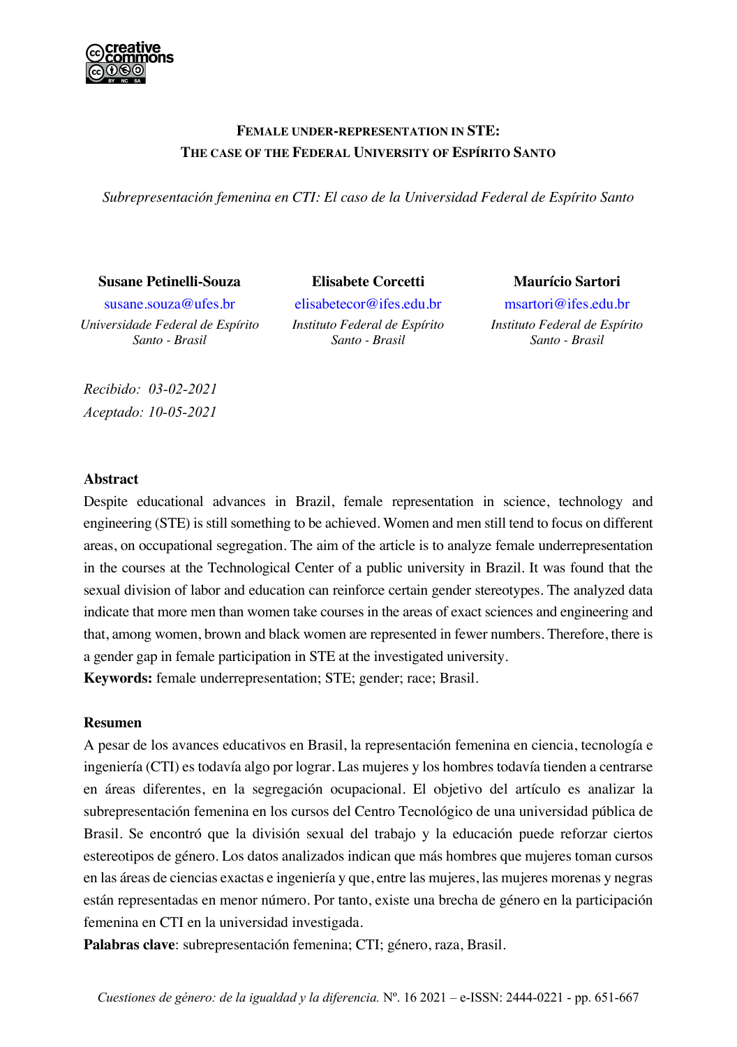# Female under-representation in STE: The case of the Federal University of Espírito Santo

*Subrepresentación femenina en CTI: El caso de la Universidad Federal de Espírito Santo*

**Susane Petinelli-Souza**
susane.souza@ufes.br
*Universidade Federal de Espírito Santo - Brasil*

**Elisabete Corcetti**
elisabetecor@ifes.edu.br
*Instituto Federal de Espírito Santo - Brasil*

**Maurício Sartori**
msartori@ifes.edu.br
*Instituto Federal de Espírito Santo - Brasil*

*Recibido: 03-02-2021*
*Aceptado: 10-05-2021*

## Abstract

Despite educational advances in Brazil, female representation in science, technology and engineering (STE) is still something to be achieved. Women and men still tend to focus on different areas, on occupational segregation. The aim of the article is to analyze female underrepresentation in the courses at the Technological Center of a public university in Brazil. It was found that the sexual division of labor and education can reinforce certain gender stereotypes. The analyzed data indicate that more men than women take courses in the areas of exact sciences and engineering and that, among women, brown and black women are represented in fewer numbers. Therefore, there is a gender gap in female participation in STE at the investigated university.

**Keywords:** female underrepresentation; STE; gender; race; Brasil.

## Resumen

A pesar de los avances educativos en Brasil, la representación femenina en ciencia, tecnología e ingeniería (CTI) es todavía algo por lograr. Las mujeres y los hombres todavía tienden a centrarse en áreas diferentes, en la segregación ocupacional. El objetivo del artículo es analizar la subrepresentación femenina en los cursos del Centro Tecnológico de una universidad pública de Brasil. Se encontró que la división sexual del trabajo y la educación puede reforzar ciertos estereotipos de género. Los datos analizados indican que más hombres que mujeres toman cursos en las áreas de ciencias exactas e ingeniería y que, entre las mujeres, las mujeres morenas y negras están representadas en menor número. Por tanto, existe una brecha de género en la participación femenina en CTI en la universidad investigada.

**Palabras clave**: subrepresentación femenina; CTI; género, raza, Brasil.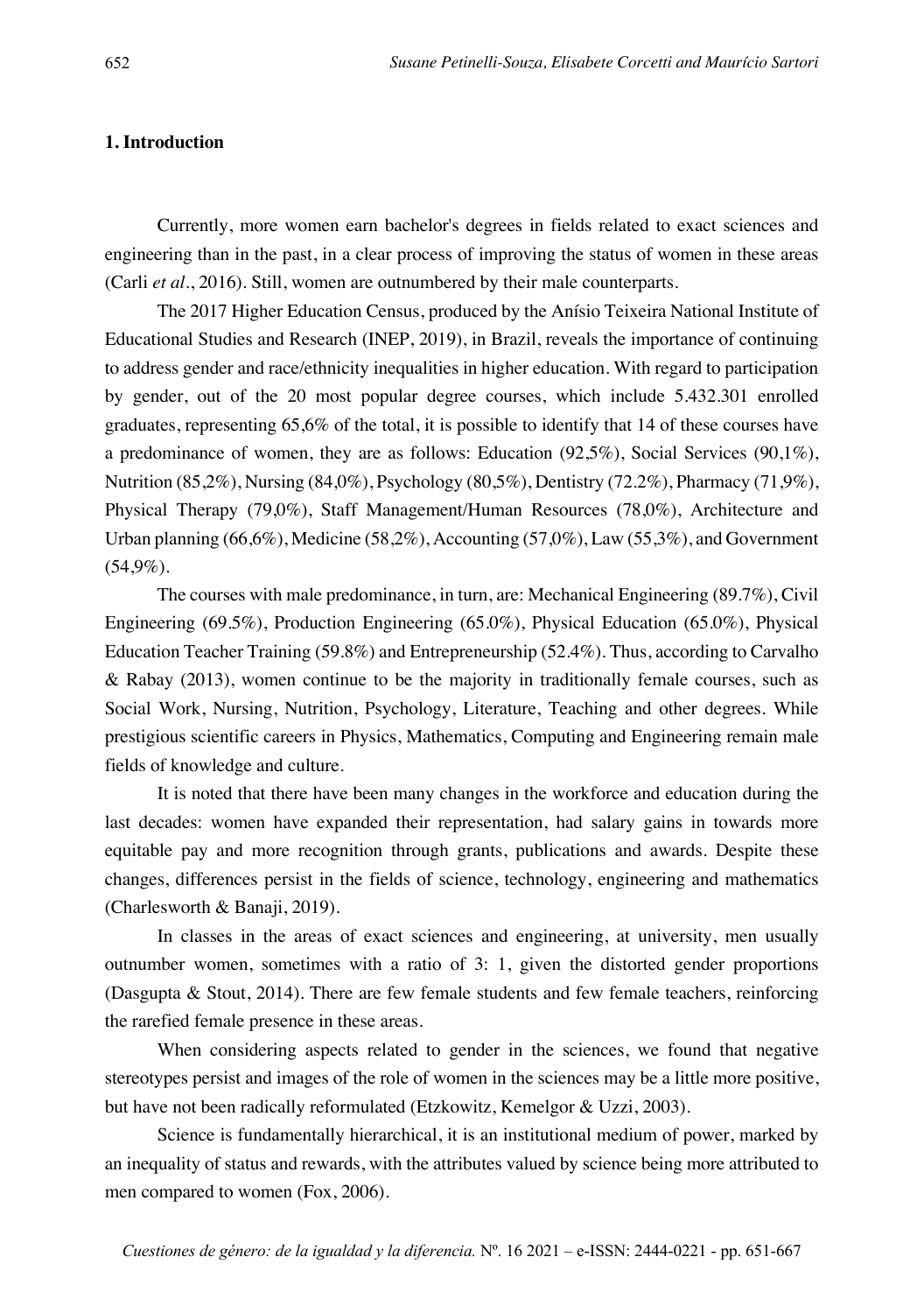## 1. Introduction

Currently, more women earn bachelor's degrees in fields related to exact sciences and engineering than in the past, in a clear process of improving the status of women in these areas (Carli *et al*., 2016). Still, women are outnumbered by their male counterparts.

The 2017 Higher Education Census, produced by the Anísio Teixeira National Institute of Educational Studies and Research (INEP, 2019), in Brazil, reveals the importance of continuing to address gender and race/ethnicity inequalities in higher education. With regard to participation by gender, out of the 20 most popular degree courses, which include 5.432.301 enrolled graduates, representing 65,6% of the total, it is possible to identify that 14 of these courses have a predominance of women, they are as follows: Education (92,5%), Social Services (90,1%), Nutrition (85,2%), Nursing (84,0%), Psychology (80,5%), Dentistry (72.2%), Pharmacy (71,9%), Physical Therapy (79,0%), Staff Management/Human Resources (78,0%), Architecture and Urban planning (66,6%), Medicine (58,2%), Accounting (57,0%), Law (55,3%), and Government (54,9%).

The courses with male predominance, in turn, are: Mechanical Engineering (89.7%), Civil Engineering (69.5%), Production Engineering (65.0%), Physical Education (65.0%), Physical Education Teacher Training (59.8%) and Entrepreneurship (52.4%). Thus, according to Carvalho & Rabay (2013), women continue to be the majority in traditionally female courses, such as Social Work, Nursing, Nutrition, Psychology, Literature, Teaching and other degrees. While prestigious scientific careers in Physics, Mathematics, Computing and Engineering remain male fields of knowledge and culture.

It is noted that there have been many changes in the workforce and education during the last decades: women have expanded their representation, had salary gains in towards more equitable pay and more recognition through grants, publications and awards. Despite these changes, differences persist in the fields of science, technology, engineering and mathematics (Charlesworth & Banaji, 2019).

In classes in the areas of exact sciences and engineering, at university, men usually outnumber women, sometimes with a ratio of 3: 1, given the distorted gender proportions (Dasgupta & Stout, 2014). There are few female students and few female teachers, reinforcing the rarefied female presence in these areas.

When considering aspects related to gender in the sciences, we found that negative stereotypes persist and images of the role of women in the sciences may be a little more positive, but have not been radically reformulated (Etzkowitz, Kemelgor & Uzzi, 2003).

Science is fundamentally hierarchical, it is an institutional medium of power, marked by an inequality of status and rewards, with the attributes valued by science being more attributed to men compared to women (Fox, 2006).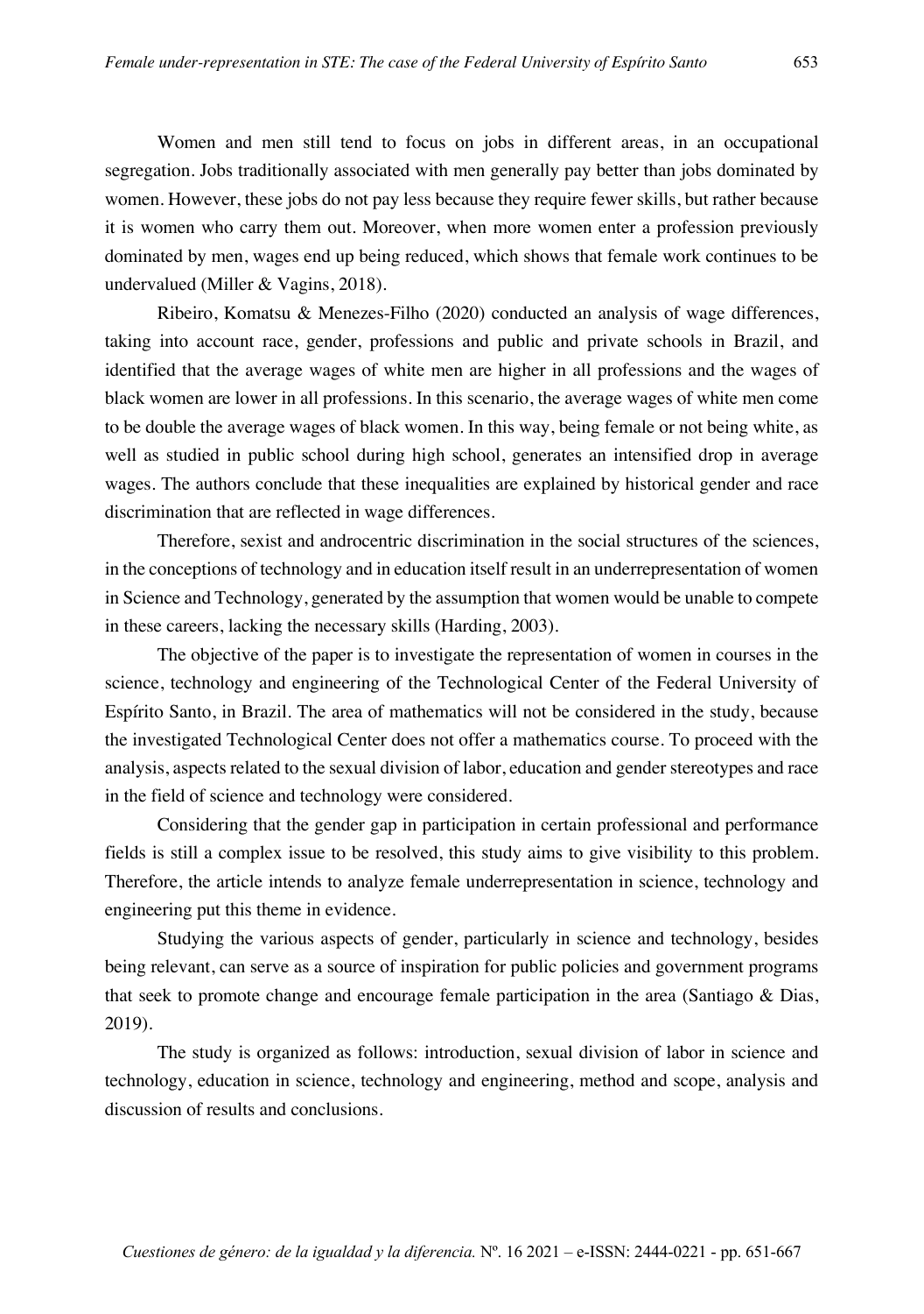Women and men still tend to focus on jobs in different areas, in an occupational segregation. Jobs traditionally associated with men generally pay better than jobs dominated by women. However, these jobs do not pay less because they require fewer skills, but rather because it is women who carry them out. Moreover, when more women enter a profession previously dominated by men, wages end up being reduced, which shows that female work continues to be undervalued (Miller & Vagins, 2018).

Ribeiro, Komatsu & Menezes-Filho (2020) conducted an analysis of wage differences, taking into account race, gender, professions and public and private schools in Brazil, and identified that the average wages of white men are higher in all professions and the wages of black women are lower in all professions. In this scenario, the average wages of white men come to be double the average wages of black women. In this way, being female or not being white, as well as studied in public school during high school, generates an intensified drop in average wages. The authors conclude that these inequalities are explained by historical gender and race discrimination that are reflected in wage differences.

Therefore, sexist and androcentric discrimination in the social structures of the sciences, in the conceptions of technology and in education itself result in an underrepresentation of women in Science and Technology, generated by the assumption that women would be unable to compete in these careers, lacking the necessary skills (Harding, 2003).

The objective of the paper is to investigate the representation of women in courses in the science, technology and engineering of the Technological Center of the Federal University of Espírito Santo, in Brazil. The area of mathematics will not be considered in the study, because the investigated Technological Center does not offer a mathematics course. To proceed with the analysis, aspects related to the sexual division of labor, education and gender stereotypes and race in the field of science and technology were considered.

Considering that the gender gap in participation in certain professional and performance fields is still a complex issue to be resolved, this study aims to give visibility to this problem. Therefore, the article intends to analyze female underrepresentation in science, technology and engineering put this theme in evidence.

Studying the various aspects of gender, particularly in science and technology, besides being relevant, can serve as a source of inspiration for public policies and government programs that seek to promote change and encourage female participation in the area (Santiago & Dias, 2019).

The study is organized as follows: introduction, sexual division of labor in science and technology, education in science, technology and engineering, method and scope, analysis and discussion of results and conclusions.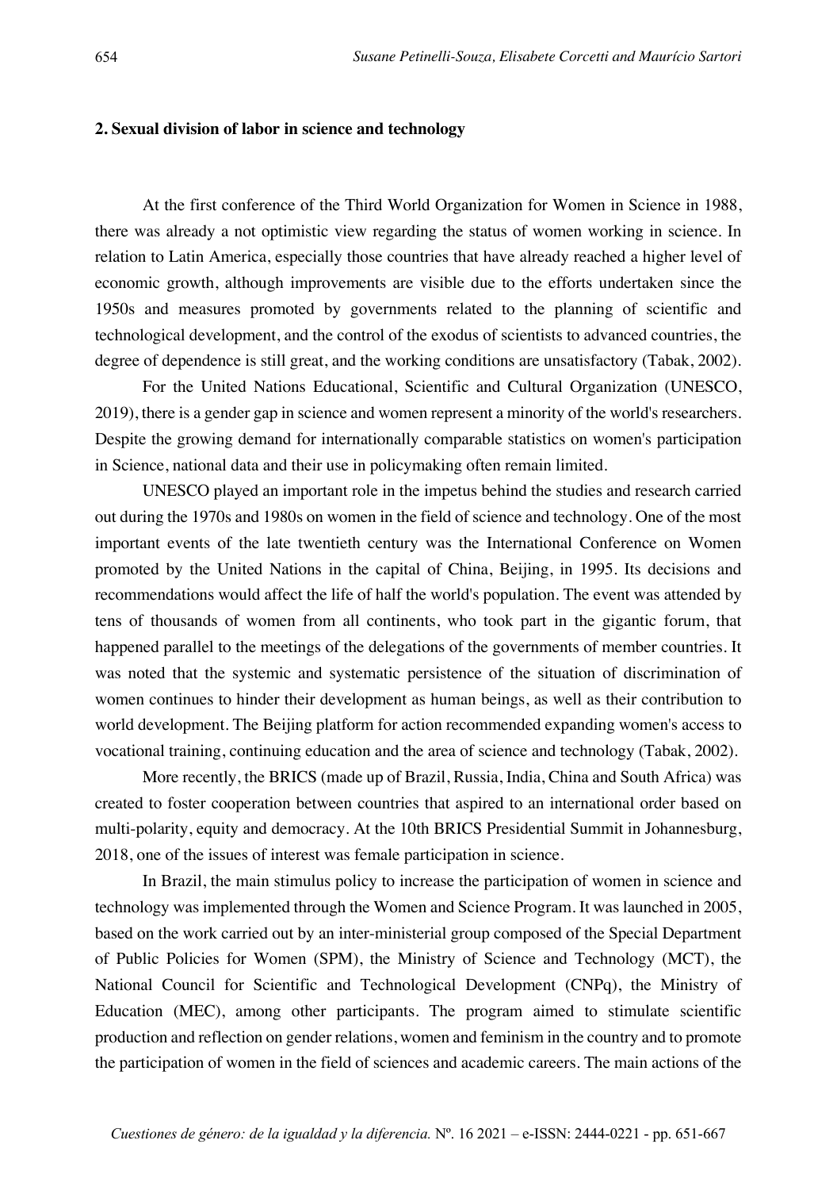## 2. Sexual division of labor in science and technology

At the first conference of the Third World Organization for Women in Science in 1988, there was already a not optimistic view regarding the status of women working in science. In relation to Latin America, especially those countries that have already reached a higher level of economic growth, although improvements are visible due to the efforts undertaken since the 1950s and measures promoted by governments related to the planning of scientific and technological development, and the control of the exodus of scientists to advanced countries, the degree of dependence is still great, and the working conditions are unsatisfactory (Tabak, 2002).

For the United Nations Educational, Scientific and Cultural Organization (UNESCO, 2019), there is a gender gap in science and women represent a minority of the world's researchers. Despite the growing demand for internationally comparable statistics on women's participation in Science, national data and their use in policymaking often remain limited.

UNESCO played an important role in the impetus behind the studies and research carried out during the 1970s and 1980s on women in the field of science and technology. One of the most important events of the late twentieth century was the International Conference on Women promoted by the United Nations in the capital of China, Beijing, in 1995. Its decisions and recommendations would affect the life of half the world's population. The event was attended by tens of thousands of women from all continents, who took part in the gigantic forum, that happened parallel to the meetings of the delegations of the governments of member countries. It was noted that the systemic and systematic persistence of the situation of discrimination of women continues to hinder their development as human beings, as well as their contribution to world development. The Beijing platform for action recommended expanding women's access to vocational training, continuing education and the area of science and technology (Tabak, 2002).

More recently, the BRICS (made up of Brazil, Russia, India, China and South Africa) was created to foster cooperation between countries that aspired to an international order based on multi-polarity, equity and democracy. At the 10th BRICS Presidential Summit in Johannesburg, 2018, one of the issues of interest was female participation in science.

In Brazil, the main stimulus policy to increase the participation of women in science and technology was implemented through the Women and Science Program. It was launched in 2005, based on the work carried out by an inter-ministerial group composed of the Special Department of Public Policies for Women (SPM), the Ministry of Science and Technology (MCT), the National Council for Scientific and Technological Development (CNPq), the Ministry of Education (MEC), among other participants. The program aimed to stimulate scientific production and reflection on gender relations, women and feminism in the country and to promote the participation of women in the field of sciences and academic careers. The main actions of the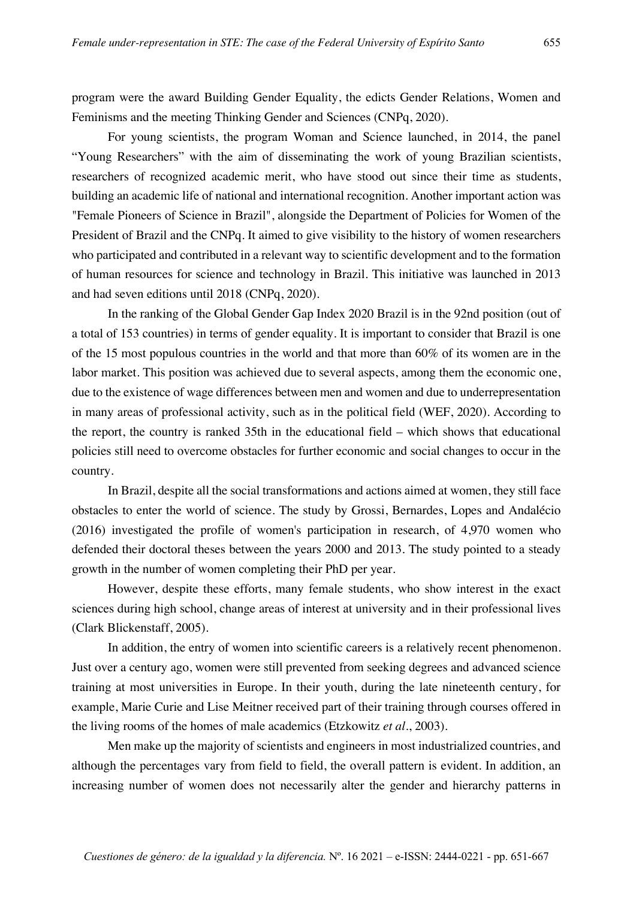program were the award Building Gender Equality, the edicts Gender Relations, Women and Feminisms and the meeting Thinking Gender and Sciences (CNPq, 2020).

For young scientists, the program Woman and Science launched, in 2014, the panel "Young Researchers" with the aim of disseminating the work of young Brazilian scientists, researchers of recognized academic merit, who have stood out since their time as students, building an academic life of national and international recognition. Another important action was "Female Pioneers of Science in Brazil", alongside the Department of Policies for Women of the President of Brazil and the CNPq. It aimed to give visibility to the history of women researchers who participated and contributed in a relevant way to scientific development and to the formation of human resources for science and technology in Brazil. This initiative was launched in 2013 and had seven editions until 2018 (CNPq, 2020).

In the ranking of the Global Gender Gap Index 2020 Brazil is in the 92nd position (out of a total of 153 countries) in terms of gender equality. It is important to consider that Brazil is one of the 15 most populous countries in the world and that more than 60% of its women are in the labor market. This position was achieved due to several aspects, among them the economic one, due to the existence of wage differences between men and women and due to underrepresentation in many areas of professional activity, such as in the political field (WEF, 2020). According to the report, the country is ranked 35th in the educational field – which shows that educational policies still need to overcome obstacles for further economic and social changes to occur in the country.

In Brazil, despite all the social transformations and actions aimed at women, they still face obstacles to enter the world of science. The study by Grossi, Bernardes, Lopes and Andalécio (2016) investigated the profile of women's participation in research, of 4,970 women who defended their doctoral theses between the years 2000 and 2013. The study pointed to a steady growth in the number of women completing their PhD per year.

However, despite these efforts, many female students, who show interest in the exact sciences during high school, change areas of interest at university and in their professional lives (Clark Blickenstaff, 2005).

In addition, the entry of women into scientific careers is a relatively recent phenomenon. Just over a century ago, women were still prevented from seeking degrees and advanced science training at most universities in Europe. In their youth, during the late nineteenth century, for example, Marie Curie and Lise Meitner received part of their training through courses offered in the living rooms of the homes of male academics (Etzkowitz *et al*., 2003).

Men make up the majority of scientists and engineers in most industrialized countries, and although the percentages vary from field to field, the overall pattern is evident. In addition, an increasing number of women does not necessarily alter the gender and hierarchy patterns in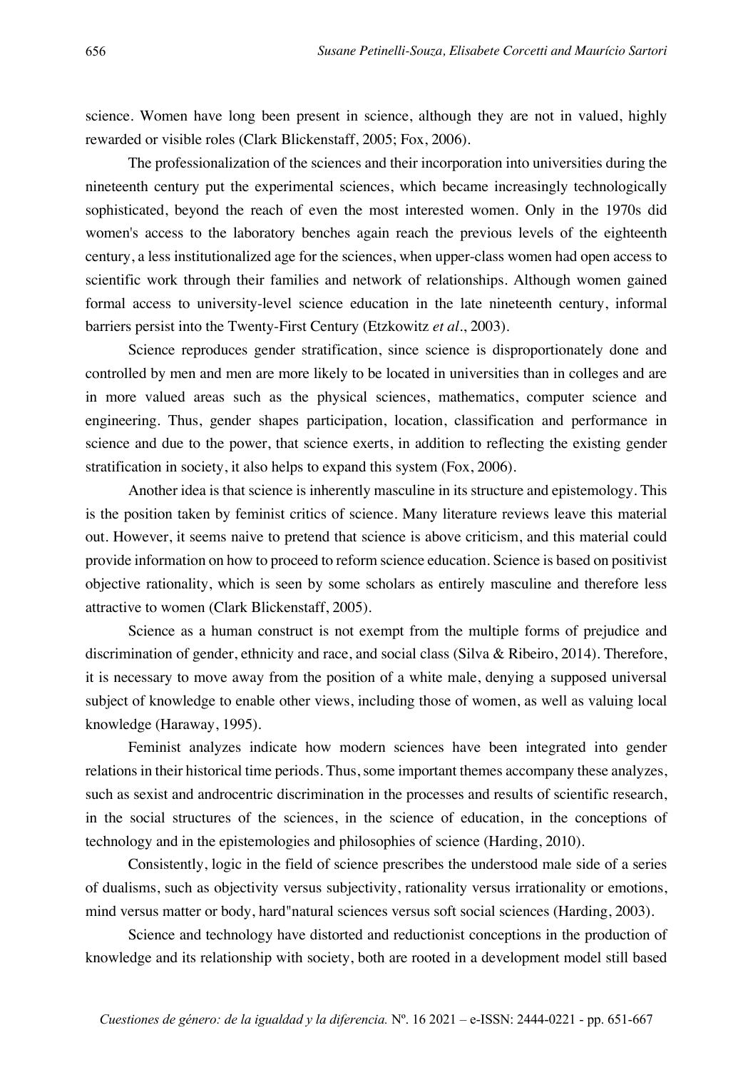science. Women have long been present in science, although they are not in valued, highly rewarded or visible roles (Clark Blickenstaff, 2005; Fox, 2006).

The professionalization of the sciences and their incorporation into universities during the nineteenth century put the experimental sciences, which became increasingly technologically sophisticated, beyond the reach of even the most interested women. Only in the 1970s did women's access to the laboratory benches again reach the previous levels of the eighteenth century, a less institutionalized age for the sciences, when upper-class women had open access to scientific work through their families and network of relationships. Although women gained formal access to university-level science education in the late nineteenth century, informal barriers persist into the Twenty-First Century (Etzkowitz *et al*., 2003).

Science reproduces gender stratification, since science is disproportionately done and controlled by men and men are more likely to be located in universities than in colleges and are in more valued areas such as the physical sciences, mathematics, computer science and engineering. Thus, gender shapes participation, location, classification and performance in science and due to the power, that science exerts, in addition to reflecting the existing gender stratification in society, it also helps to expand this system (Fox, 2006).

Another idea is that science is inherently masculine in its structure and epistemology. This is the position taken by feminist critics of science. Many literature reviews leave this material out. However, it seems naive to pretend that science is above criticism, and this material could provide information on how to proceed to reform science education. Science is based on positivist objective rationality, which is seen by some scholars as entirely masculine and therefore less attractive to women (Clark Blickenstaff, 2005).

Science as a human construct is not exempt from the multiple forms of prejudice and discrimination of gender, ethnicity and race, and social class (Silva & Ribeiro, 2014). Therefore, it is necessary to move away from the position of a white male, denying a supposed universal subject of knowledge to enable other views, including those of women, as well as valuing local knowledge (Haraway, 1995).

Feminist analyzes indicate how modern sciences have been integrated into gender relations in their historical time periods. Thus, some important themes accompany these analyzes, such as sexist and androcentric discrimination in the processes and results of scientific research, in the social structures of the sciences, in the science of education, in the conceptions of technology and in the epistemologies and philosophies of science (Harding, 2010).

Consistently, logic in the field of science prescribes the understood male side of a series of dualisms, such as objectivity versus subjectivity, rationality versus irrationality or emotions, mind versus matter or body, hard"natural sciences versus soft social sciences (Harding, 2003).

Science and technology have distorted and reductionist conceptions in the production of knowledge and its relationship with society, both are rooted in a development model still based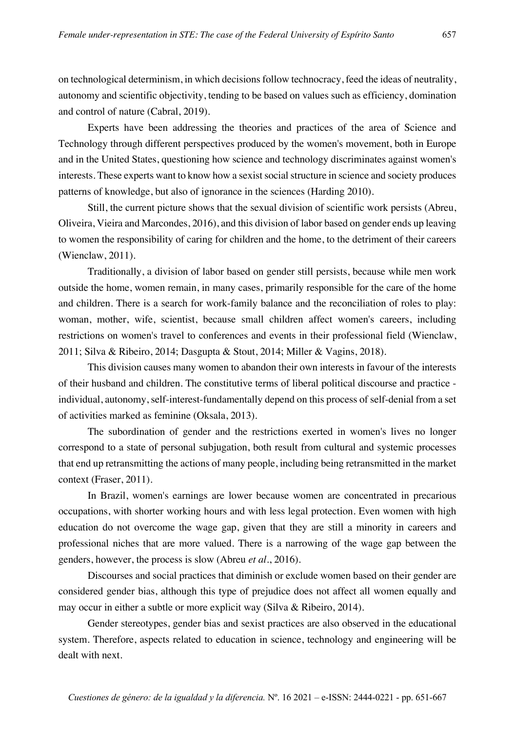on technological determinism, in which decisions follow technocracy, feed the ideas of neutrality, autonomy and scientific objectivity, tending to be based on values such as efficiency, domination and control of nature (Cabral, 2019).

Experts have been addressing the theories and practices of the area of Science and Technology through different perspectives produced by the women's movement, both in Europe and in the United States, questioning how science and technology discriminates against women's interests. These experts want to know how a sexist social structure in science and society produces patterns of knowledge, but also of ignorance in the sciences (Harding 2010).

Still, the current picture shows that the sexual division of scientific work persists (Abreu, Oliveira, Vieira and Marcondes, 2016), and this division of labor based on gender ends up leaving to women the responsibility of caring for children and the home, to the detriment of their careers (Wienclaw, 2011).

Traditionally, a division of labor based on gender still persists, because while men work outside the home, women remain, in many cases, primarily responsible for the care of the home and children. There is a search for work-family balance and the reconciliation of roles to play: woman, mother, wife, scientist, because small children affect women's careers, including restrictions on women's travel to conferences and events in their professional field (Wienclaw, 2011; Silva & Ribeiro, 2014; Dasgupta & Stout, 2014; Miller & Vagins, 2018).

This division causes many women to abandon their own interests in favour of the interests of their husband and children. The constitutive terms of liberal political discourse and practice - individual, autonomy, self-interest-fundamentally depend on this process of self-denial from a set of activities marked as feminine (Oksala, 2013).

The subordination of gender and the restrictions exerted in women's lives no longer correspond to a state of personal subjugation, both result from cultural and systemic processes that end up retransmitting the actions of many people, including being retransmitted in the market context (Fraser, 2011).

In Brazil, women's earnings are lower because women are concentrated in precarious occupations, with shorter working hours and with less legal protection. Even women with high education do not overcome the wage gap, given that they are still a minority in careers and professional niches that are more valued. There is a narrowing of the wage gap between the genders, however, the process is slow (Abreu *et al*., 2016).

Discourses and social practices that diminish or exclude women based on their gender are considered gender bias, although this type of prejudice does not affect all women equally and may occur in either a subtle or more explicit way (Silva & Ribeiro, 2014).

Gender stereotypes, gender bias and sexist practices are also observed in the educational system. Therefore, aspects related to education in science, technology and engineering will be dealt with next.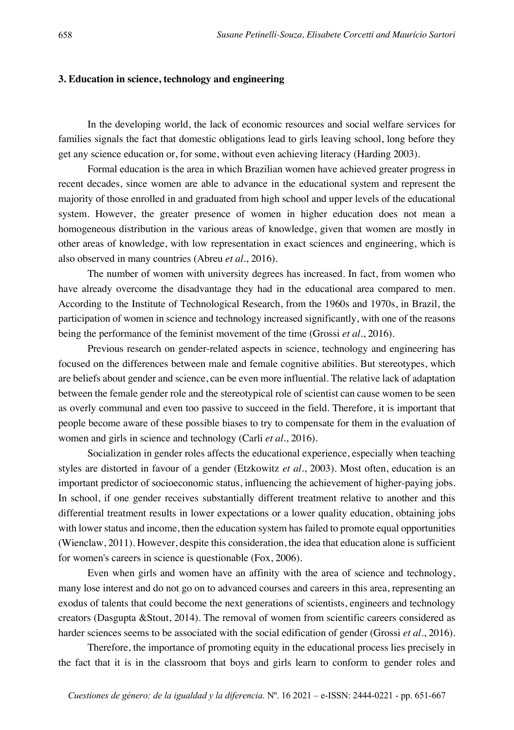## 3. Education in science, technology and engineering

In the developing world, the lack of economic resources and social welfare services for families signals the fact that domestic obligations lead to girls leaving school, long before they get any science education or, for some, without even achieving literacy (Harding 2003).

Formal education is the area in which Brazilian women have achieved greater progress in recent decades, since women are able to advance in the educational system and represent the majority of those enrolled in and graduated from high school and upper levels of the educational system. However, the greater presence of women in higher education does not mean a homogeneous distribution in the various areas of knowledge, given that women are mostly in other areas of knowledge, with low representation in exact sciences and engineering, which is also observed in many countries (Abreu *et al*., 2016).

The number of women with university degrees has increased. In fact, from women who have already overcome the disadvantage they had in the educational area compared to men. According to the Institute of Technological Research, from the 1960s and 1970s, in Brazil, the participation of women in science and technology increased significantly, with one of the reasons being the performance of the feminist movement of the time (Grossi *et al*., 2016).

Previous research on gender-related aspects in science, technology and engineering has focused on the differences between male and female cognitive abilities. But stereotypes, which are beliefs about gender and science, can be even more influential. The relative lack of adaptation between the female gender role and the stereotypical role of scientist can cause women to be seen as overly communal and even too passive to succeed in the field. Therefore, it is important that people become aware of these possible biases to try to compensate for them in the evaluation of women and girls in science and technology (Carli *et al*., 2016).

Socialization in gender roles affects the educational experience, especially when teaching styles are distorted in favour of a gender (Etzkowitz *et al*., 2003). Most often, education is an important predictor of socioeconomic status, influencing the achievement of higher-paying jobs. In school, if one gender receives substantially different treatment relative to another and this differential treatment results in lower expectations or a lower quality education, obtaining jobs with lower status and income, then the education system has failed to promote equal opportunities (Wienclaw, 2011). However, despite this consideration, the idea that education alone is sufficient for women's careers in science is questionable (Fox, 2006).

Even when girls and women have an affinity with the area of science and technology, many lose interest and do not go on to advanced courses and careers in this area, representing an exodus of talents that could become the next generations of scientists, engineers and technology creators (Dasgupta &Stout, 2014). The removal of women from scientific careers considered as harder sciences seems to be associated with the social edification of gender (Grossi *et al*., 2016).

Therefore, the importance of promoting equity in the educational process lies precisely in the fact that it is in the classroom that boys and girls learn to conform to gender roles and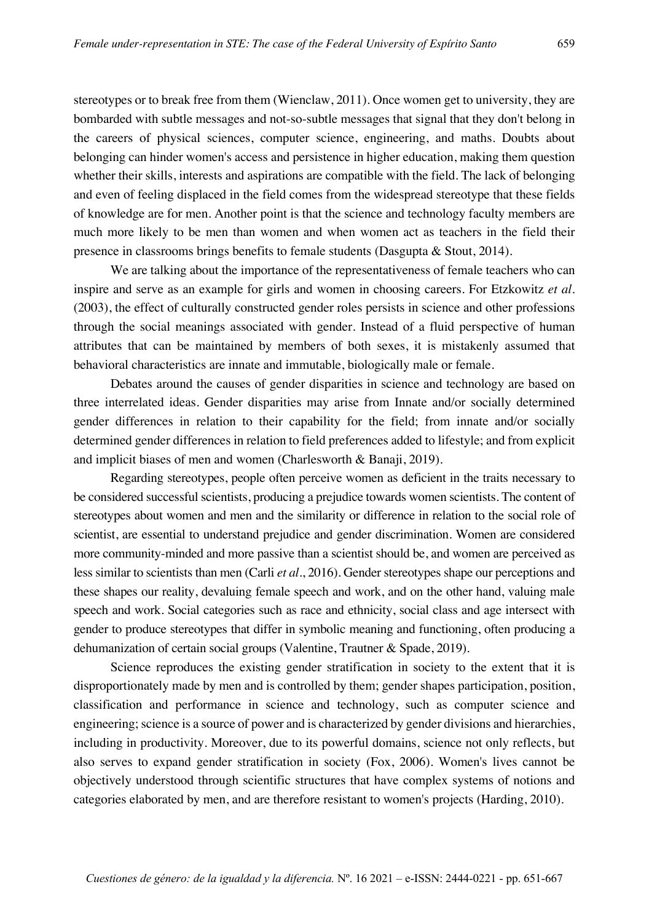stereotypes or to break free from them (Wienclaw, 2011). Once women get to university, they are bombarded with subtle messages and not-so-subtle messages that signal that they don't belong in the careers of physical sciences, computer science, engineering, and maths. Doubts about belonging can hinder women's access and persistence in higher education, making them question whether their skills, interests and aspirations are compatible with the field. The lack of belonging and even of feeling displaced in the field comes from the widespread stereotype that these fields of knowledge are for men. Another point is that the science and technology faculty members are much more likely to be men than women and when women act as teachers in the field their presence in classrooms brings benefits to female students (Dasgupta & Stout, 2014).

We are talking about the importance of the representativeness of female teachers who can inspire and serve as an example for girls and women in choosing careers. For Etzkowitz *et al.* (2003), the effect of culturally constructed gender roles persists in science and other professions through the social meanings associated with gender. Instead of a fluid perspective of human attributes that can be maintained by members of both sexes, it is mistakenly assumed that behavioral characteristics are innate and immutable, biologically male or female.

Debates around the causes of gender disparities in science and technology are based on three interrelated ideas. Gender disparities may arise from Innate and/or socially determined gender differences in relation to their capability for the field; from innate and/or socially determined gender differences in relation to field preferences added to lifestyle; and from explicit and implicit biases of men and women (Charlesworth & Banaji, 2019).

Regarding stereotypes, people often perceive women as deficient in the traits necessary to be considered successful scientists, producing a prejudice towards women scientists. The content of stereotypes about women and men and the similarity or difference in relation to the social role of scientist, are essential to understand prejudice and gender discrimination. Women are considered more community-minded and more passive than a scientist should be, and women are perceived as less similar to scientists than men (Carli *et al*., 2016). Gender stereotypes shape our perceptions and these shapes our reality, devaluing female speech and work, and on the other hand, valuing male speech and work. Social categories such as race and ethnicity, social class and age intersect with gender to produce stereotypes that differ in symbolic meaning and functioning, often producing a dehumanization of certain social groups (Valentine, Trautner & Spade, 2019).

Science reproduces the existing gender stratification in society to the extent that it is disproportionately made by men and is controlled by them; gender shapes participation, position, classification and performance in science and technology, such as computer science and engineering; science is a source of power and is characterized by gender divisions and hierarchies, including in productivity. Moreover, due to its powerful domains, science not only reflects, but also serves to expand gender stratification in society (Fox, 2006). Women's lives cannot be objectively understood through scientific structures that have complex systems of notions and categories elaborated by men, and are therefore resistant to women's projects (Harding, 2010).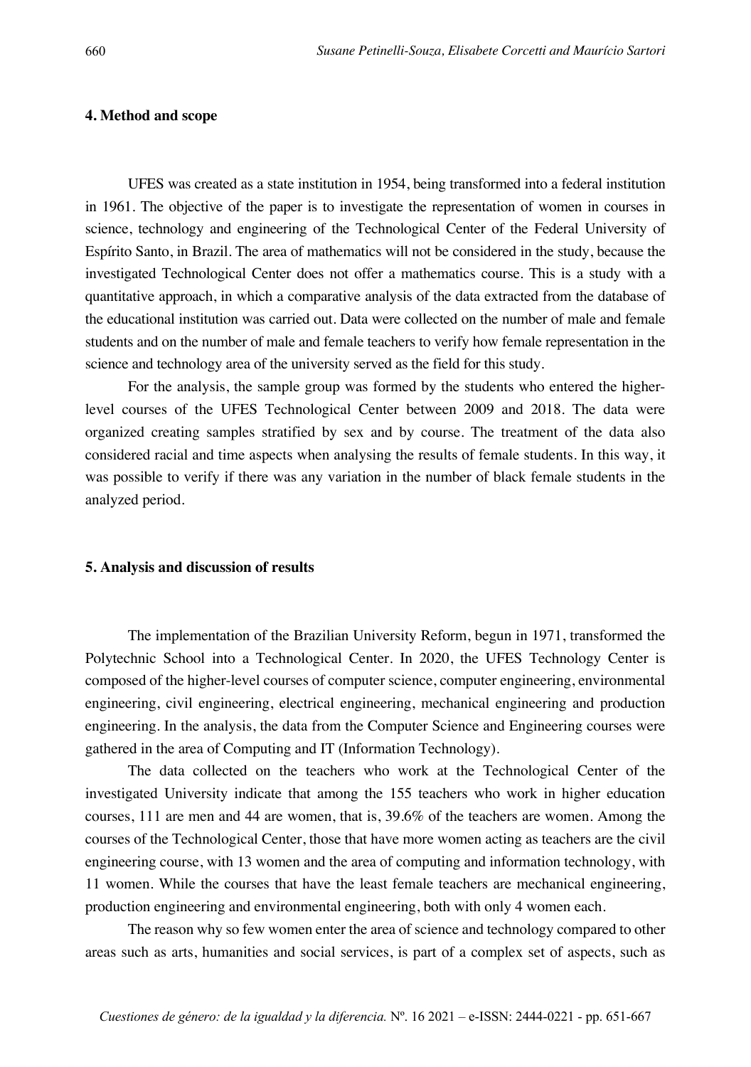## 4. Method and scope

UFES was created as a state institution in 1954, being transformed into a federal institution in 1961. The objective of the paper is to investigate the representation of women in courses in science, technology and engineering of the Technological Center of the Federal University of Espírito Santo, in Brazil. The area of mathematics will not be considered in the study, because the investigated Technological Center does not offer a mathematics course. This is a study with a quantitative approach, in which a comparative analysis of the data extracted from the database of the educational institution was carried out. Data were collected on the number of male and female students and on the number of male and female teachers to verify how female representation in the science and technology area of the university served as the field for this study.

For the analysis, the sample group was formed by the students who entered the higher-level courses of the UFES Technological Center between 2009 and 2018. The data were organized creating samples stratified by sex and by course. The treatment of the data also considered racial and time aspects when analysing the results of female students. In this way, it was possible to verify if there was any variation in the number of black female students in the analyzed period.

## 5. Analysis and discussion of results

The implementation of the Brazilian University Reform, begun in 1971, transformed the Polytechnic School into a Technological Center. In 2020, the UFES Technology Center is composed of the higher-level courses of computer science, computer engineering, environmental engineering, civil engineering, electrical engineering, mechanical engineering and production engineering. In the analysis, the data from the Computer Science and Engineering courses were gathered in the area of Computing and IT (Information Technology).

The data collected on the teachers who work at the Technological Center of the investigated University indicate that among the 155 teachers who work in higher education courses, 111 are men and 44 are women, that is, 39.6% of the teachers are women. Among the courses of the Technological Center, those that have more women acting as teachers are the civil engineering course, with 13 women and the area of computing and information technology, with 11 women. While the courses that have the least female teachers are mechanical engineering, production engineering and environmental engineering, both with only 4 women each.

The reason why so few women enter the area of science and technology compared to other areas such as arts, humanities and social services, is part of a complex set of aspects, such as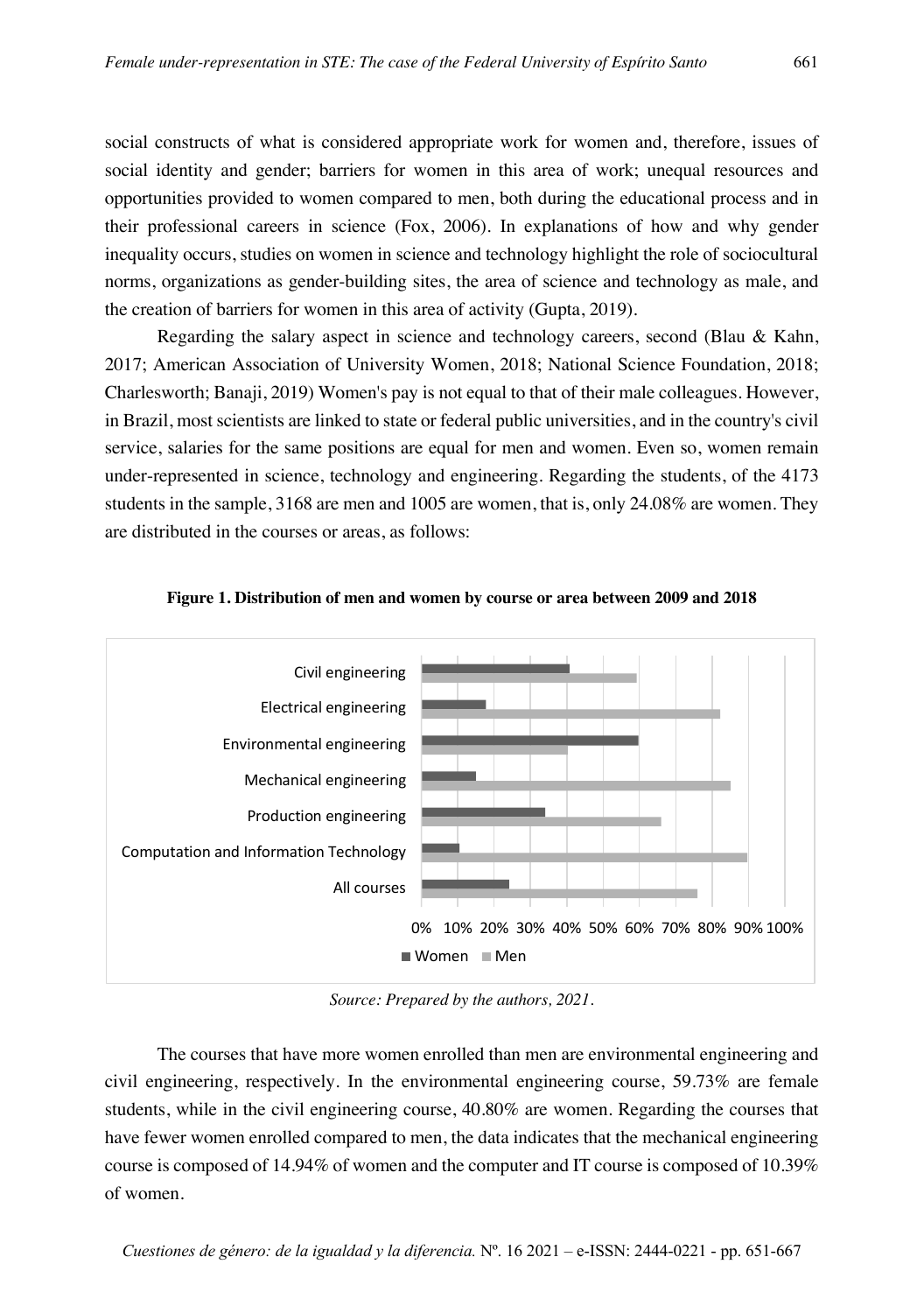social constructs of what is considered appropriate work for women and, therefore, issues of social identity and gender; barriers for women in this area of work; unequal resources and opportunities provided to women compared to men, both during the educational process and in their professional careers in science (Fox, 2006). In explanations of how and why gender inequality occurs, studies on women in science and technology highlight the role of sociocultural norms, organizations as gender-building sites, the area of science and technology as male, and the creation of barriers for women in this area of activity (Gupta, 2019).

Regarding the salary aspect in science and technology careers, second (Blau & Kahn, 2017; American Association of University Women, 2018; National Science Foundation, 2018; Charlesworth; Banaji, 2019) Women's pay is not equal to that of their male colleagues. However, in Brazil, most scientists are linked to state or federal public universities, and in the country's civil service, salaries for the same positions are equal for men and women. Even so, women remain under-represented in science, technology and engineering. Regarding the students, of the 4173 students in the sample, 3168 are men and 1005 are women, that is, only 24.08% are women. They are distributed in the courses or areas, as follows:

**Figure 1. Distribution of men and women by course or area between 2009 and 2018**

*Source: Prepared by the authors, 2021.*

The courses that have more women enrolled than men are environmental engineering and civil engineering, respectively. In the environmental engineering course, 59.73% are female students, while in the civil engineering course, 40.80% are women. Regarding the courses that have fewer women enrolled compared to men, the data indicates that the mechanical engineering course is composed of 14.94% of women and the computer and IT course is composed of 10.39% of women.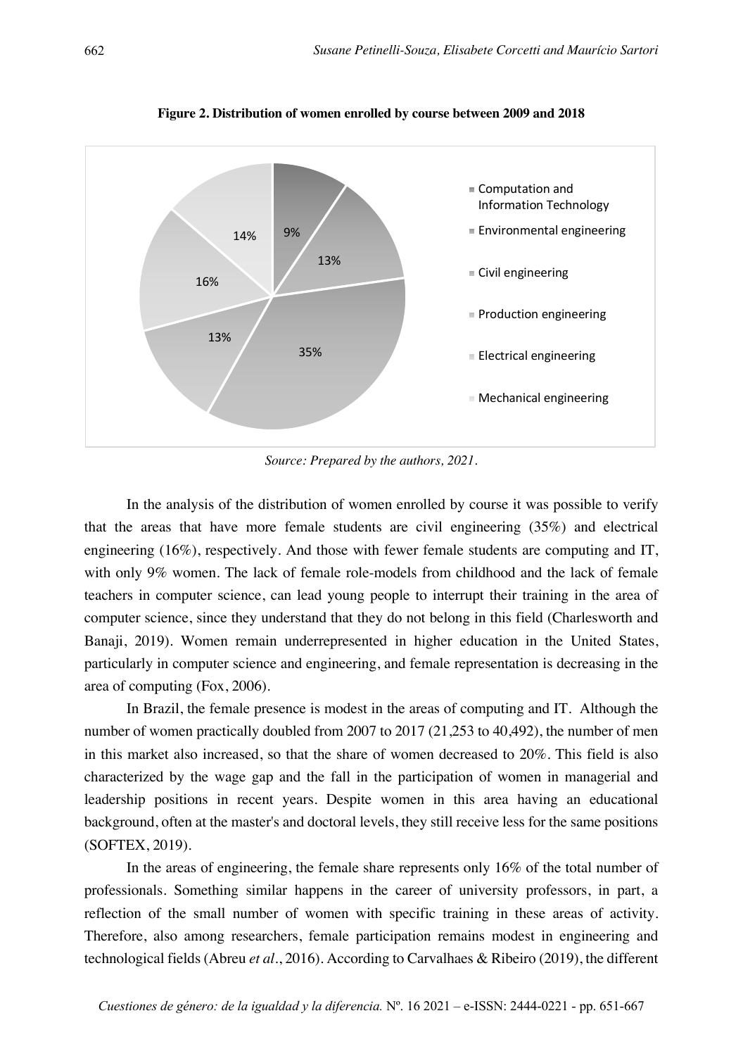**Figure 2. Distribution of women enrolled by course between 2009 and 2018**

*Source: Prepared by the authors, 2021.*

In the analysis of the distribution of women enrolled by course it was possible to verify that the areas that have more female students are civil engineering (35%) and electrical engineering (16%), respectively. And those with fewer female students are computing and IT, with only 9% women. The lack of female role-models from childhood and the lack of female teachers in computer science, can lead young people to interrupt their training in the area of computer science, since they understand that they do not belong in this field (Charlesworth and Banaji, 2019). Women remain underrepresented in higher education in the United States, particularly in computer science and engineering, and female representation is decreasing in the area of computing (Fox, 2006).

In Brazil, the female presence is modest in the areas of computing and IT. Although the number of women practically doubled from 2007 to 2017 (21,253 to 40,492), the number of men in this market also increased, so that the share of women decreased to 20%. This field is also characterized by the wage gap and the fall in the participation of women in managerial and leadership positions in recent years. Despite women in this area having an educational background, often at the master's and doctoral levels, they still receive less for the same positions (SOFTEX, 2019).

In the areas of engineering, the female share represents only 16% of the total number of professionals. Something similar happens in the career of university professors, in part, a reflection of the small number of women with specific training in these areas of activity. Therefore, also among researchers, female participation remains modest in engineering and technological fields (Abreu *et al*., 2016). According to Carvalhaes & Ribeiro (2019), the different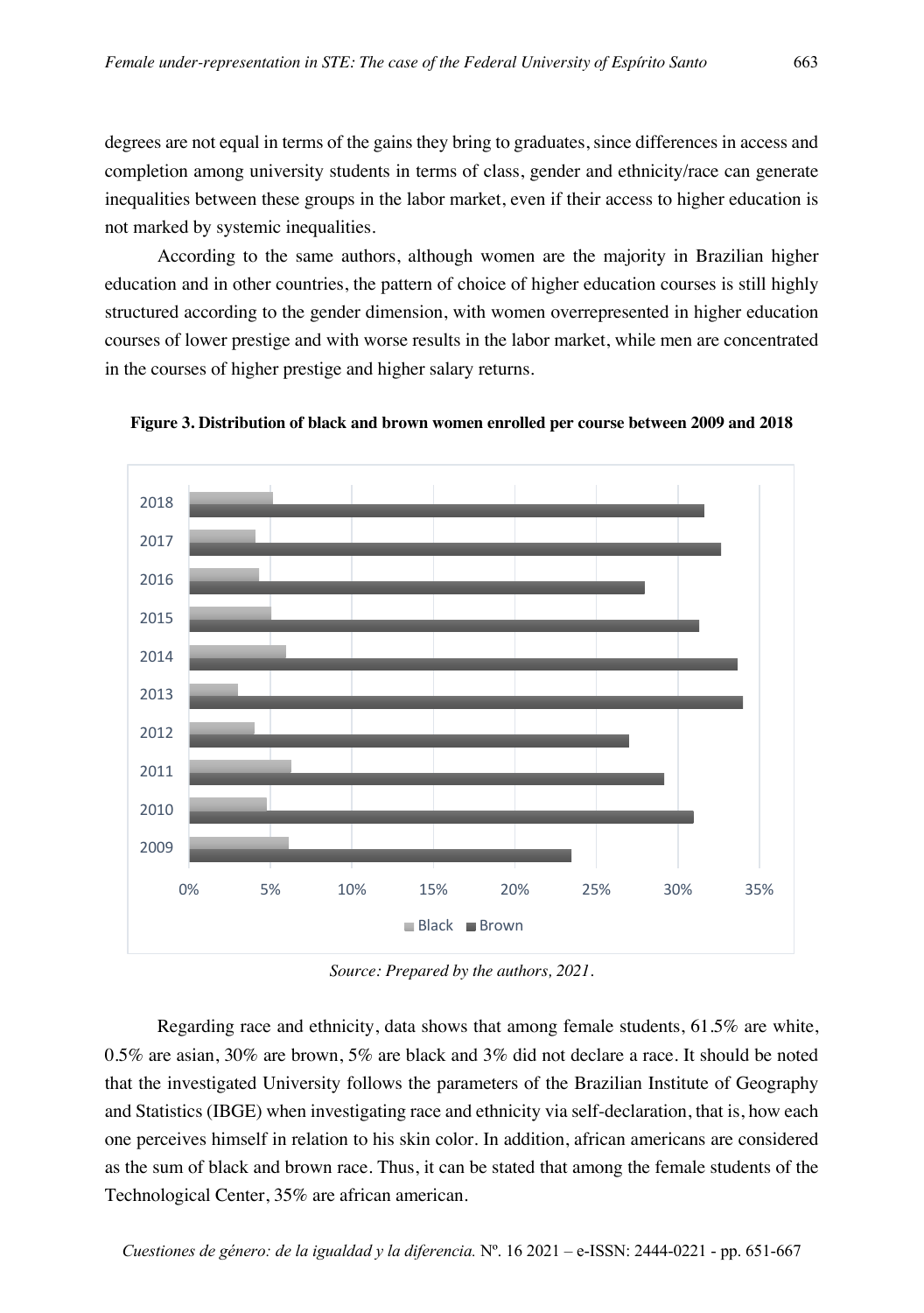degrees are not equal in terms of the gains they bring to graduates, since differences in access and completion among university students in terms of class, gender and ethnicity/race can generate inequalities between these groups in the labor market, even if their access to higher education is not marked by systemic inequalities.

According to the same authors, although women are the majority in Brazilian higher education and in other countries, the pattern of choice of higher education courses is still highly structured according to the gender dimension, with women overrepresented in higher education courses of lower prestige and with worse results in the labor market, while men are concentrated in the courses of higher prestige and higher salary returns.

**Figure 3. Distribution of black and brown women enrolled per course between 2009 and 2018**

*Source: Prepared by the authors, 2021.*

Regarding race and ethnicity, data shows that among female students, 61.5% are white, 0.5% are asian, 30% are brown, 5% are black and 3% did not declare a race. It should be noted that the investigated University follows the parameters of the Brazilian Institute of Geography and Statistics (IBGE) when investigating race and ethnicity via self-declaration, that is, how each one perceives himself in relation to his skin color. In addition, african americans are considered as the sum of black and brown race. Thus, it can be stated that among the female students of the Technological Center, 35% are african american.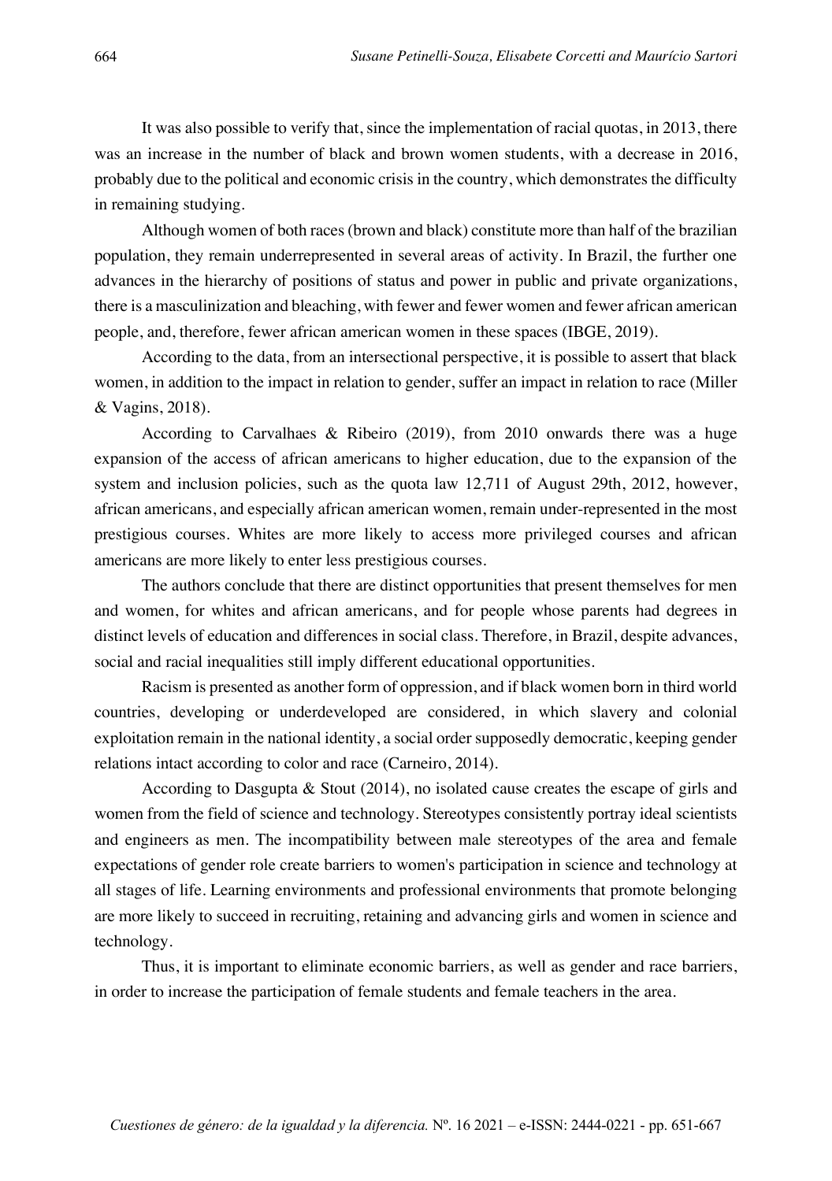It was also possible to verify that, since the implementation of racial quotas, in 2013, there was an increase in the number of black and brown women students, with a decrease in 2016, probably due to the political and economic crisis in the country, which demonstrates the difficulty in remaining studying.

Although women of both races (brown and black) constitute more than half of the brazilian population, they remain underrepresented in several areas of activity. In Brazil, the further one advances in the hierarchy of positions of status and power in public and private organizations, there is a masculinization and bleaching, with fewer and fewer women and fewer african american people, and, therefore, fewer african american women in these spaces (IBGE, 2019).

According to the data, from an intersectional perspective, it is possible to assert that black women, in addition to the impact in relation to gender, suffer an impact in relation to race (Miller & Vagins, 2018).

According to Carvalhaes & Ribeiro (2019), from 2010 onwards there was a huge expansion of the access of african americans to higher education, due to the expansion of the system and inclusion policies, such as the quota law 12,711 of August 29th, 2012, however, african americans, and especially african american women, remain under-represented in the most prestigious courses. Whites are more likely to access more privileged courses and african americans are more likely to enter less prestigious courses.

The authors conclude that there are distinct opportunities that present themselves for men and women, for whites and african americans, and for people whose parents had degrees in distinct levels of education and differences in social class. Therefore, in Brazil, despite advances, social and racial inequalities still imply different educational opportunities.

Racism is presented as another form of oppression, and if black women born in third world countries, developing or underdeveloped are considered, in which slavery and colonial exploitation remain in the national identity, a social order supposedly democratic, keeping gender relations intact according to color and race (Carneiro, 2014).

According to Dasgupta & Stout (2014), no isolated cause creates the escape of girls and women from the field of science and technology. Stereotypes consistently portray ideal scientists and engineers as men. The incompatibility between male stereotypes of the area and female expectations of gender role create barriers to women's participation in science and technology at all stages of life. Learning environments and professional environments that promote belonging are more likely to succeed in recruiting, retaining and advancing girls and women in science and technology.

Thus, it is important to eliminate economic barriers, as well as gender and race barriers, in order to increase the participation of female students and female teachers in the area.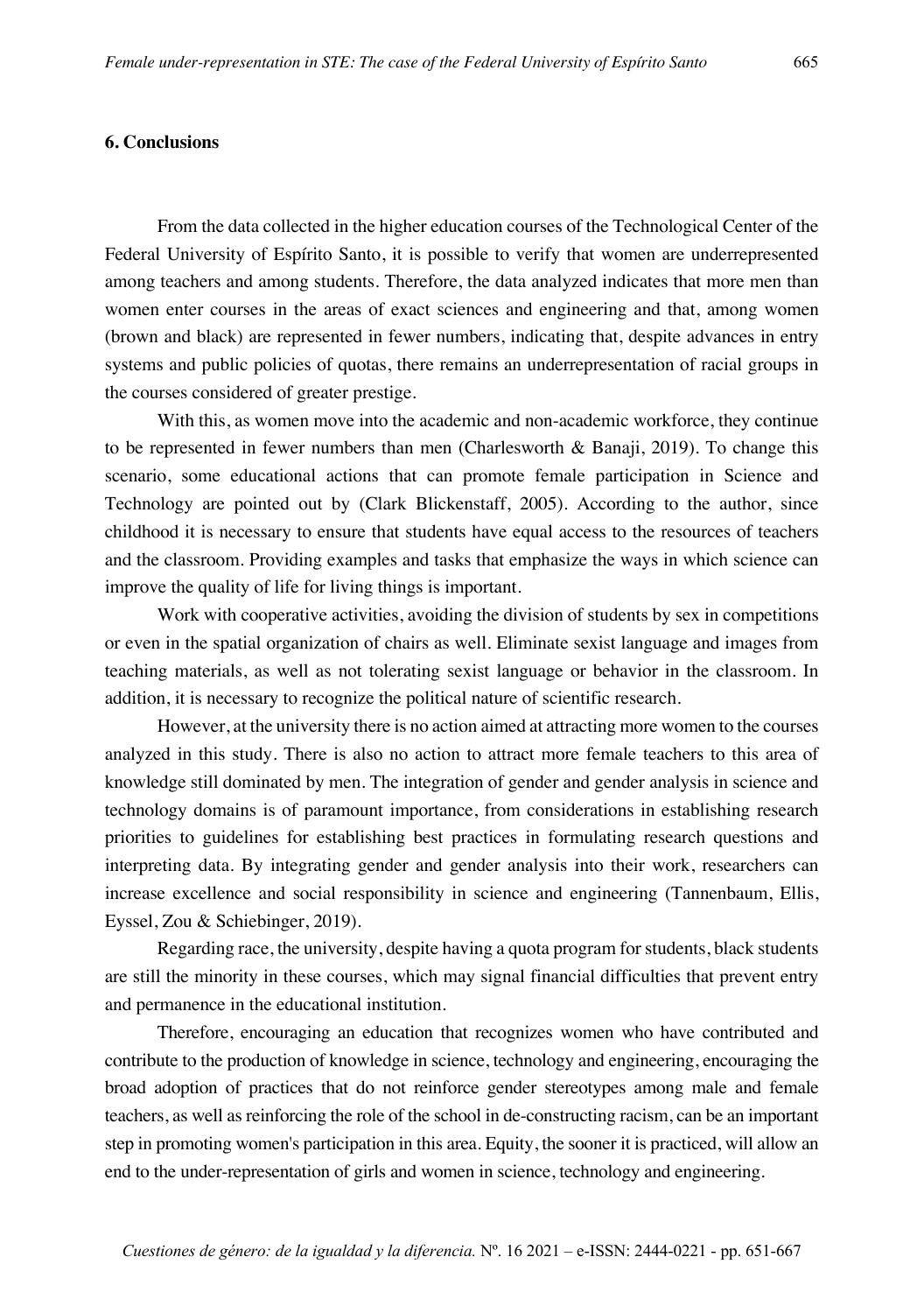## 6. Conclusions

From the data collected in the higher education courses of the Technological Center of the Federal University of Espírito Santo, it is possible to verify that women are underrepresented among teachers and among students. Therefore, the data analyzed indicates that more men than women enter courses in the areas of exact sciences and engineering and that, among women (brown and black) are represented in fewer numbers, indicating that, despite advances in entry systems and public policies of quotas, there remains an underrepresentation of racial groups in the courses considered of greater prestige.

With this, as women move into the academic and non-academic workforce, they continue to be represented in fewer numbers than men (Charlesworth & Banaji, 2019). To change this scenario, some educational actions that can promote female participation in Science and Technology are pointed out by (Clark Blickenstaff, 2005). According to the author, since childhood it is necessary to ensure that students have equal access to the resources of teachers and the classroom. Providing examples and tasks that emphasize the ways in which science can improve the quality of life for living things is important.

Work with cooperative activities, avoiding the division of students by sex in competitions or even in the spatial organization of chairs as well. Eliminate sexist language and images from teaching materials, as well as not tolerating sexist language or behavior in the classroom. In addition, it is necessary to recognize the political nature of scientific research.

However, at the university there is no action aimed at attracting more women to the courses analyzed in this study. There is also no action to attract more female teachers to this area of knowledge still dominated by men. The integration of gender and gender analysis in science and technology domains is of paramount importance, from considerations in establishing research priorities to guidelines for establishing best practices in formulating research questions and interpreting data. By integrating gender and gender analysis into their work, researchers can increase excellence and social responsibility in science and engineering (Tannenbaum, Ellis, Eyssel, Zou & Schiebinger, 2019).

Regarding race, the university, despite having a quota program for students, black students are still the minority in these courses, which may signal financial difficulties that prevent entry and permanence in the educational institution.

Therefore, encouraging an education that recognizes women who have contributed and contribute to the production of knowledge in science, technology and engineering, encouraging the broad adoption of practices that do not reinforce gender stereotypes among male and female teachers, as well as reinforcing the role of the school in de-constructing racism, can be an important step in promoting women's participation in this area. Equity, the sooner it is practiced, will allow an end to the under-representation of girls and women in science, technology and engineering.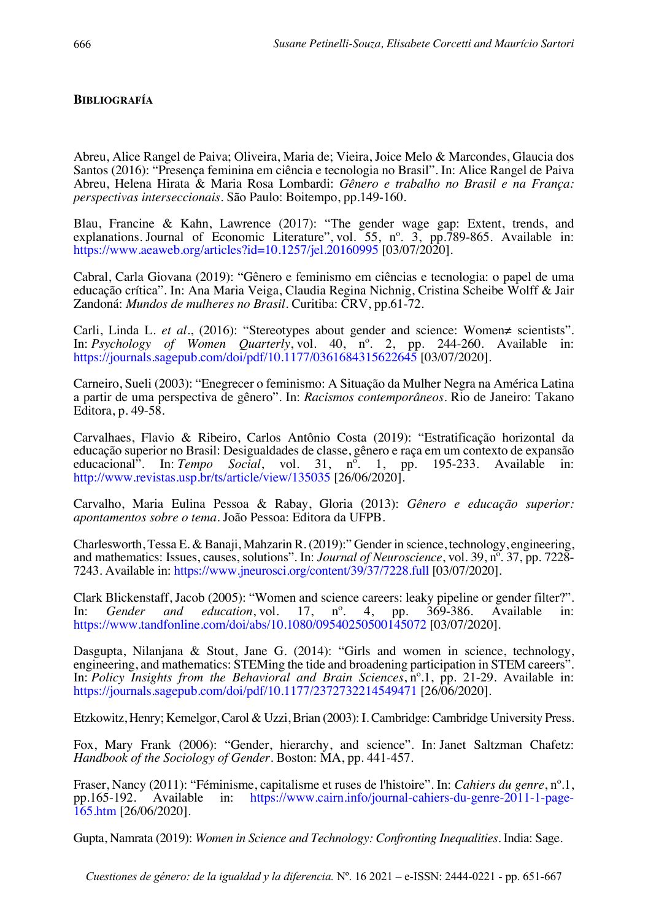## Bibliografía

Abreu, Alice Rangel de Paiva; Oliveira, Maria de; Vieira, Joice Melo & Marcondes, Glaucia dos Santos (2016): "Presença feminina em ciência e tecnologia no Brasil". In: Alice Rangel de Paiva Abreu, Helena Hirata & Maria Rosa Lombardi: *Gênero e trabalho no Brasil e na França: perspectivas interseccionais*. São Paulo: Boitempo, pp.149-160.

Blau, Francine & Kahn, Lawrence (2017): "The gender wage gap: Extent, trends, and explanations. Journal of Economic Literature", vol. 55, nº. 3, pp.789-865. Available in: https://www.aeaweb.org/articles?id=10.1257/jel.20160995 [03/07/2020].

Cabral, Carla Giovana (2019): "Gênero e feminismo em ciências e tecnologia: o papel de uma educação crítica". In: Ana Maria Veiga, Claudia Regina Nichnig, Cristina Scheibe Wolff & Jair Zandoná: *Mundos de mulheres no Brasil*. Curitiba: CRV, pp.61-72.

Carli, Linda L. *et al*., (2016): "Stereotypes about gender and science: Women≠ scientists". In: *Psychology of Women Quarterly*, vol. 40, nº. 2, pp. 244-260. Available in: https://journals.sagepub.com/doi/pdf/10.1177/0361684315622645 [03/07/2020].

Carneiro, Sueli (2003): "Enegrecer o feminismo: A Situação da Mulher Negra na América Latina a partir de uma perspectiva de gênero". In: *Racismos contemporâneos*. Rio de Janeiro: Takano Editora, p. 49-58.

Carvalhaes, Flavio & Ribeiro, Carlos Antônio Costa (2019): "Estratificação horizontal da educação superior no Brasil: Desigualdades de classe, gênero e raça em um contexto de expansão educacional". In: *Tempo Social*, vol. 31, nº. 1, pp. 195-233. Available in: http://www.revistas.usp.br/ts/article/view/135035 [26/06/2020].

Carvalho, Maria Eulina Pessoa & Rabay, Gloria (2013): *Gênero e educação superior: apontamentos sobre o tema*. João Pessoa: Editora da UFPB.

Charlesworth, Tessa E. & Banaji, Mahzarin R. (2019):" Gender in science, technology, engineering, and mathematics: Issues, causes, solutions". In: *Journal of Neuroscience*, vol. 39, nº. 37, pp. 7228-7243. Available in: https://www.jneurosci.org/content/39/37/7228.full [03/07/2020].

Clark Blickenstaff, Jacob (2005): "Women and science careers: leaky pipeline or gender filter?". In: *Gender and education*, vol. 17, nº. 4, pp. 369-386. Available in: https://www.tandfonline.com/doi/abs/10.1080/09540250500145072 [03/07/2020].

Dasgupta, Nilanjana & Stout, Jane G. (2014): "Girls and women in science, technology, engineering, and mathematics: STEMing the tide and broadening participation in STEM careers". In: *Policy Insights from the Behavioral and Brain Sciences*, nº.1, pp. 21-29. Available in: https://journals.sagepub.com/doi/pdf/10.1177/2372732214549471 [26/06/2020].

Etzkowitz, Henry; Kemelgor, Carol & Uzzi, Brian (2003): I. Cambridge: Cambridge University Press.

Fox, Mary Frank (2006): "Gender, hierarchy, and science". In: Janet Saltzman Chafetz: *Handbook of the Sociology of Gender*. Boston: MA, pp. 441-457.

Fraser, Nancy (2011): "Féminisme, capitalisme et ruses de l'histoire". In: *Cahiers du genre*, nº.1, pp.165-192. Available in: https://www.cairn.info/journal-cahiers-du-genre-2011-1-page-165.htm [26/06/2020].

Gupta, Namrata (2019): *Women in Science and Technology: Confronting Inequalities*. India: Sage.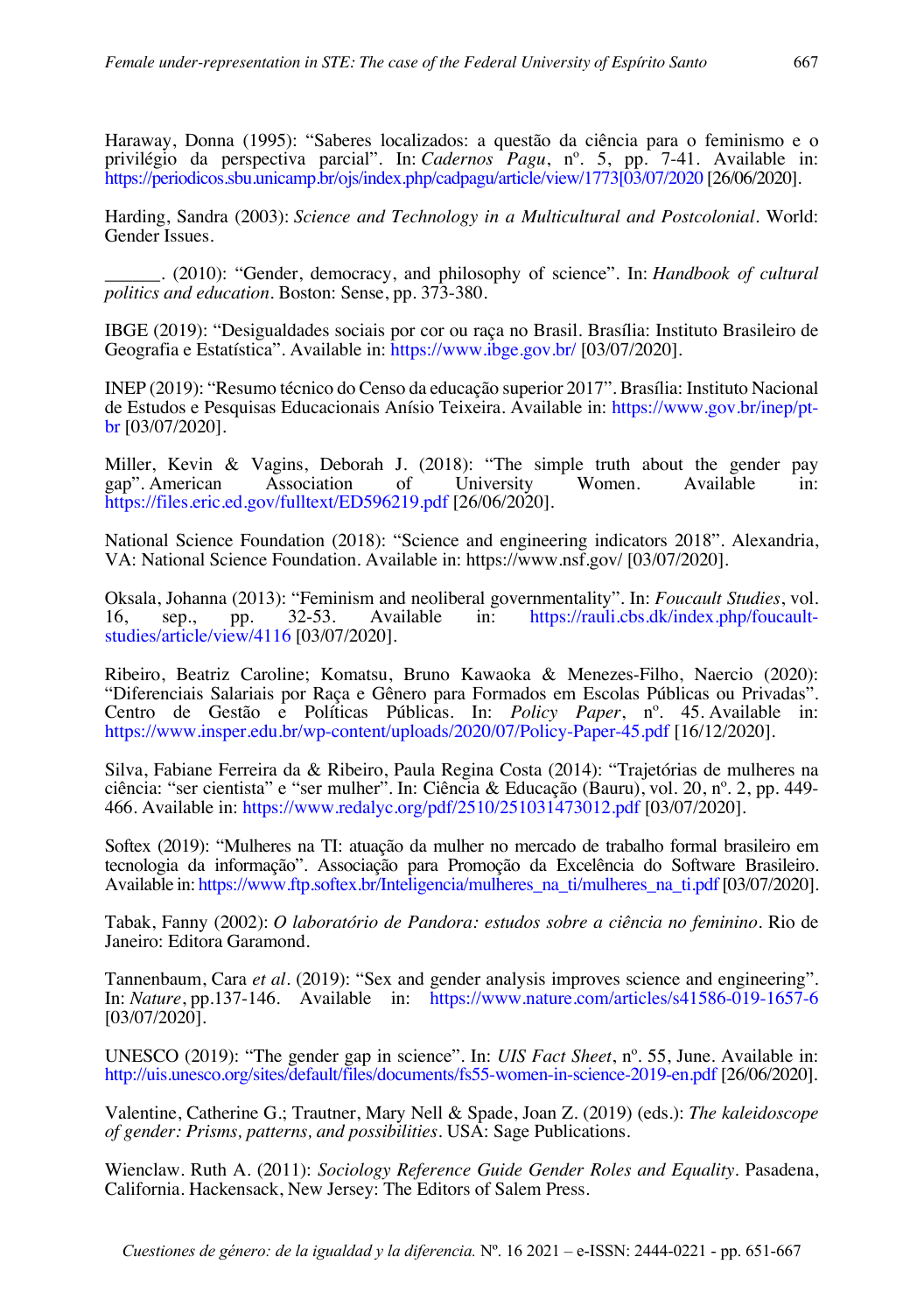Haraway, Donna (1995): “Saberes localizados: a questão da ciência para o feminismo e o privilégio da perspectiva parcial”. In: *Cadernos Pagu*, nº. 5, pp. 7-41. Available in: https://periodicos.sbu.unicamp.br/ojs/index.php/cadpagu/article/view/1773[03/07/2020 [26/06/2020].

Harding, Sandra (2003): *Science and Technology in a Multicultural and Postcolonial*. World: Gender Issues.

______. (2010): “Gender, democracy, and philosophy of science”. In: *Handbook of cultural politics and education*. Boston: Sense, pp. 373-380.

IBGE (2019): “Desigualdades sociais por cor ou raça no Brasil. Brasília: Instituto Brasileiro de Geografia e Estatística”. Available in: https://www.ibge.gov.br/ [03/07/2020].

INEP (2019): “Resumo técnico do Censo da educação superior 2017”. Brasília: Instituto Nacional de Estudos e Pesquisas Educacionais Anísio Teixeira. Available in: https://www.gov.br/inep/pt-br [03/07/2020].

Miller, Kevin & Vagins, Deborah J. (2018): “The simple truth about the gender pay gap”. American Association of University Women. Available in: https://files.eric.ed.gov/fulltext/ED596219.pdf [26/06/2020].

National Science Foundation (2018): “Science and engineering indicators 2018”. Alexandria, VA: National Science Foundation. Available in: https://www.nsf.gov/ [03/07/2020].

Oksala, Johanna (2013): “Feminism and neoliberal governmentality”. In: *Foucault Studies*, vol. 16, sep., pp. 32-53. Available in: https://rauli.cbs.dk/index.php/foucault-studies/article/view/4116 [03/07/2020].

Ribeiro, Beatriz Caroline; Komatsu, Bruno Kawaoka & Menezes-Filho, Naercio (2020): “Diferenciais Salariais por Raça e Gênero para Formados em Escolas Públicas ou Privadas”. Centro de Gestão e Políticas Públicas. In: *Policy Paper*, nº. 45. Available in: https://www.insper.edu.br/wp-content/uploads/2020/07/Policy-Paper-45.pdf [16/12/2020].

Silva, Fabiane Ferreira da & Ribeiro, Paula Regina Costa (2014): “Trajetórias de mulheres na ciência: “ser cientista” e “ser mulher”. In: Ciência & Educação (Bauru), vol. 20, nº. 2, pp. 449-466. Available in: https://www.redalyc.org/pdf/2510/251031473012.pdf [03/07/2020].

Softex (2019): “Mulheres na TI: atuação da mulher no mercado de trabalho formal brasileiro em tecnologia da informação”. Associação para Promoção da Excelência do Software Brasileiro. Available in: https://www.ftp.softex.br/Inteligencia/mulheres_na_ti/mulheres_na_ti.pdf [03/07/2020].

Tabak, Fanny (2002): *O laboratório de Pandora: estudos sobre a ciência no feminino*. Rio de Janeiro: Editora Garamond.

Tannenbaum, Cara *et al*. (2019): “Sex and gender analysis improves science and engineering”. In: *Nature*, pp.137-146. Available in: https://www.nature.com/articles/s41586-019-1657-6 [03/07/2020].

UNESCO (2019): “The gender gap in science”. In: *UIS Fact Sheet*, nº. 55, June. Available in: http://uis.unesco.org/sites/default/files/documents/fs55-women-in-science-2019-en.pdf [26/06/2020].

Valentine, Catherine G.; Trautner, Mary Nell & Spade, Joan Z. (2019) (eds.): *The kaleidoscope of gender: Prisms, patterns, and possibilities*. USA: Sage Publications.

Wienclaw. Ruth A. (2011): *Sociology Reference Guide Gender Roles and Equality*. Pasadena, California. Hackensack, New Jersey: The Editors of Salem Press.